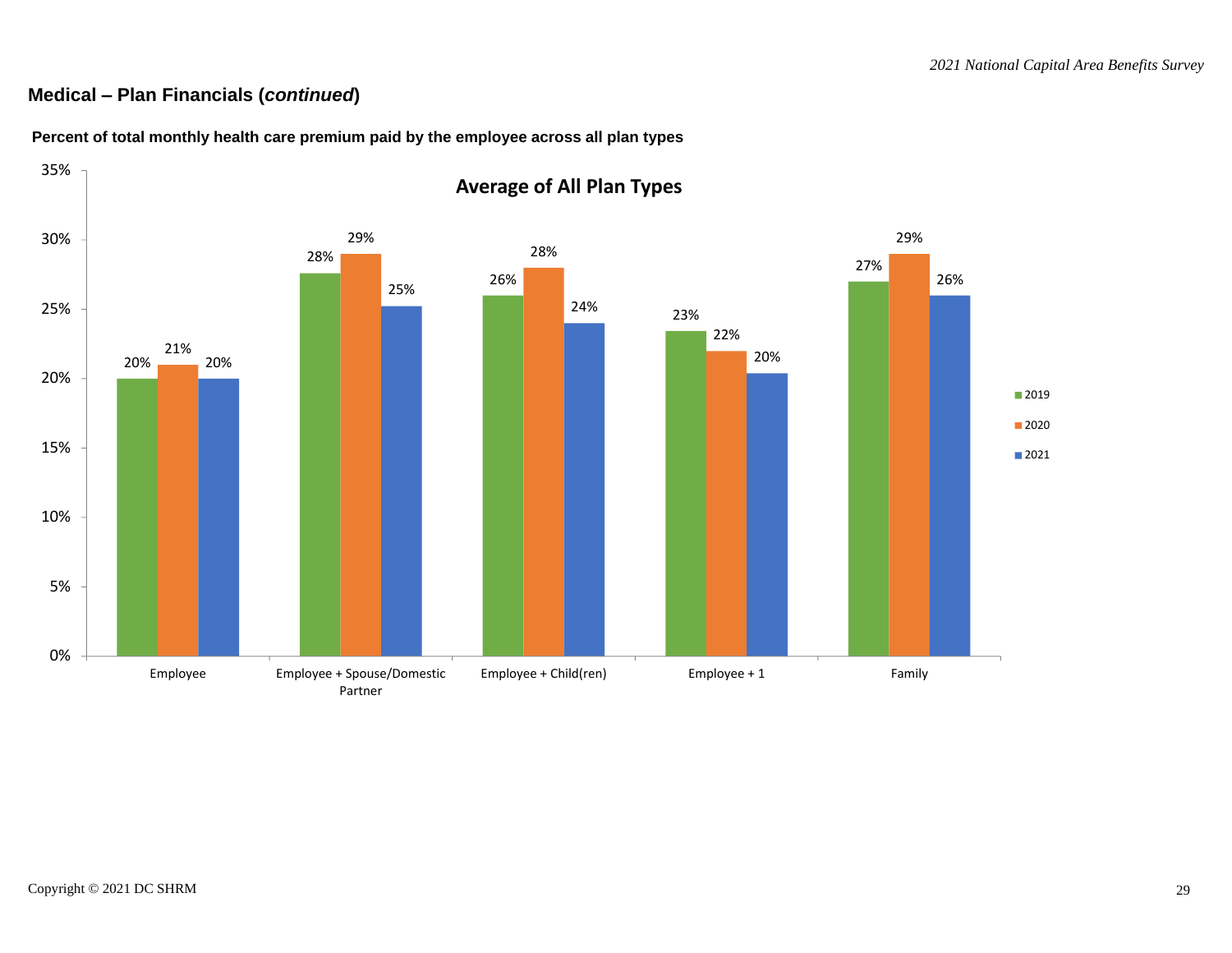## Medium – Plan Financials (*continued*)

**Percent of total monthly health care premium paid by the employee across all plan types**

**Average of All Plan Types**

| | 2019 | 2020 | 2021 |
|---|---|---|---|
| Employee | 20% | 21% | 20% |
| Employee + Spouse/Domestic Partner | 28% | 29% | 25% |
| Employee + Child(ren) | 26% | 28% | 24% |
| Employee + 1 | 23% | 22% | 20% |
| Family | 27% | 29% | 26% |

Copyright © 2021 DC SHRM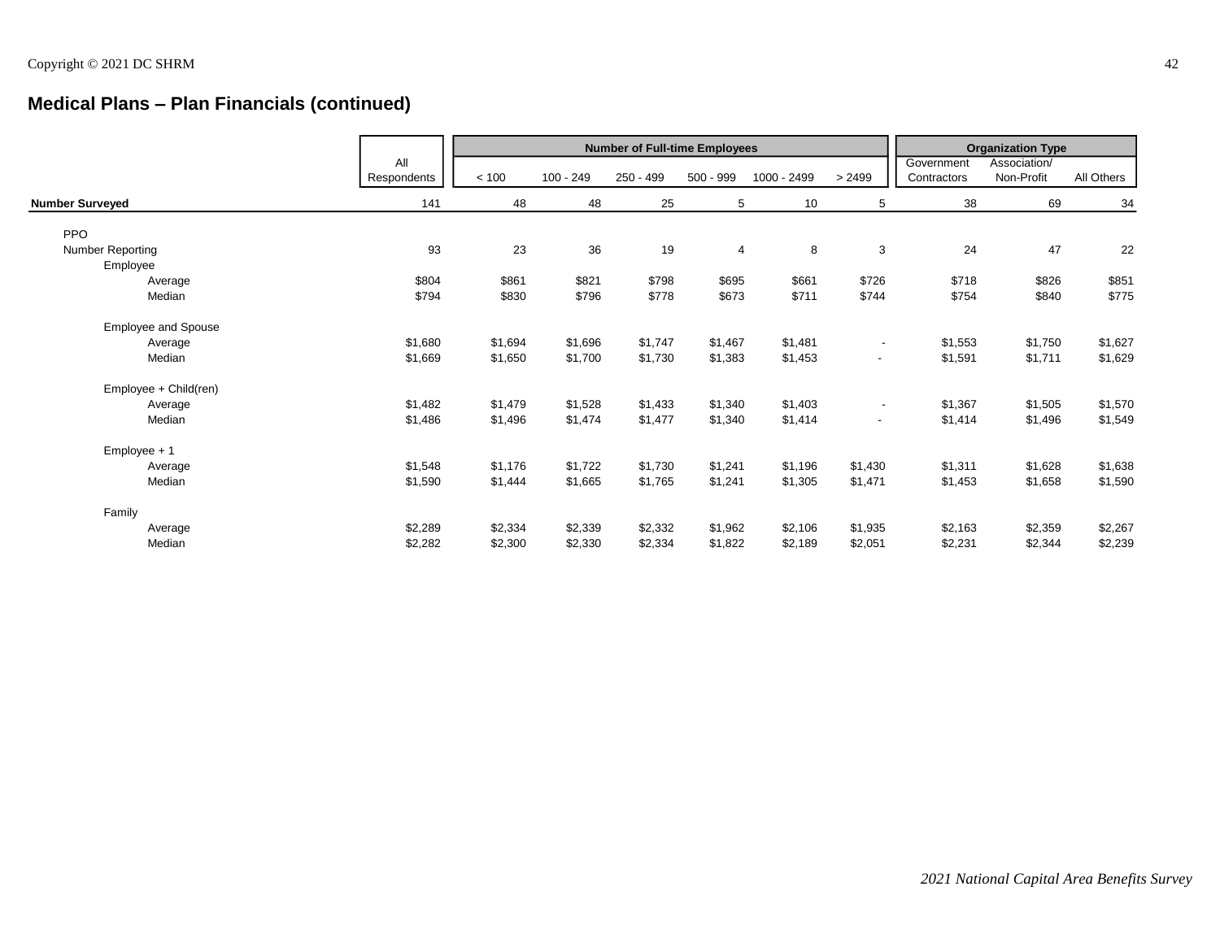## Medical Plans – Plan Financials (continued)

| | All Respondents | Number of Full-time Employees | | | | | | Organization Type | | |
|---|---|---|---|---|---|---|---|---|---|---|
| | | < 100 | 100 - 249 | 250 - 499 | 500 - 999 | 1000 - 2499 | > 2499 | Government Contractors | Association/ Non-Profit | All Others |
| **Number Surveyed** | 141 | 48 | 48 | 25 | 5 | 10 | 5 | 38 | 69 | 34 |
| PPO | | | | | | | | | | |
| Number Reporting | 93 | 23 | 36 | 19 | 4 | 8 | 3 | 24 | 47 | 22 |
| Employee | | | | | | | | | | |
| Average | $804 | $861 | $821 | $798 | $695 | $661 | $726 | $718 | $826 | $851 |
| Median | $794 | $830 | $796 | $778 | $673 | $711 | $744 | $754 | $840 | $775 |
| Employee and Spouse | | | | | | | | | | |
| Average | $1,680 | $1,694 | $1,696 | $1,747 | $1,467 | $1,481 | - | $1,553 | $1,750 | $1,627 |
| Median | $1,669 | $1,650 | $1,700 | $1,730 | $1,383 | $1,453 | - | $1,591 | $1,711 | $1,629 |
| Employee + Child(ren) | | | | | | | | | | |
| Average | $1,482 | $1,479 | $1,528 | $1,433 | $1,340 | $1,403 | - | $1,367 | $1,505 | $1,570 |
| Median | $1,486 | $1,496 | $1,474 | $1,477 | $1,340 | $1,414 | - | $1,414 | $1,496 | $1,549 |
| Employee + 1 | | | | | | | | | | |
| Average | $1,548 | $1,176 | $1,722 | $1,730 | $1,241 | $1,196 | $1,430 | $1,311 | $1,628 | $1,638 |
| Median | $1,590 | $1,444 | $1,665 | $1,765 | $1,241 | $1,305 | $1,471 | $1,453 | $1,658 | $1,590 |
| Family | | | | | | | | | | |
| Average | $2,289 | $2,334 | $2,339 | $2,332 | $1,962 | $2,106 | $1,935 | $2,163 | $2,359 | $2,267 |
| Median | $2,282 | $2,300 | $2,330 | $2,334 | $1,822 | $2,189 | $2,051 | $2,231 | $2,344 | $2,239 |